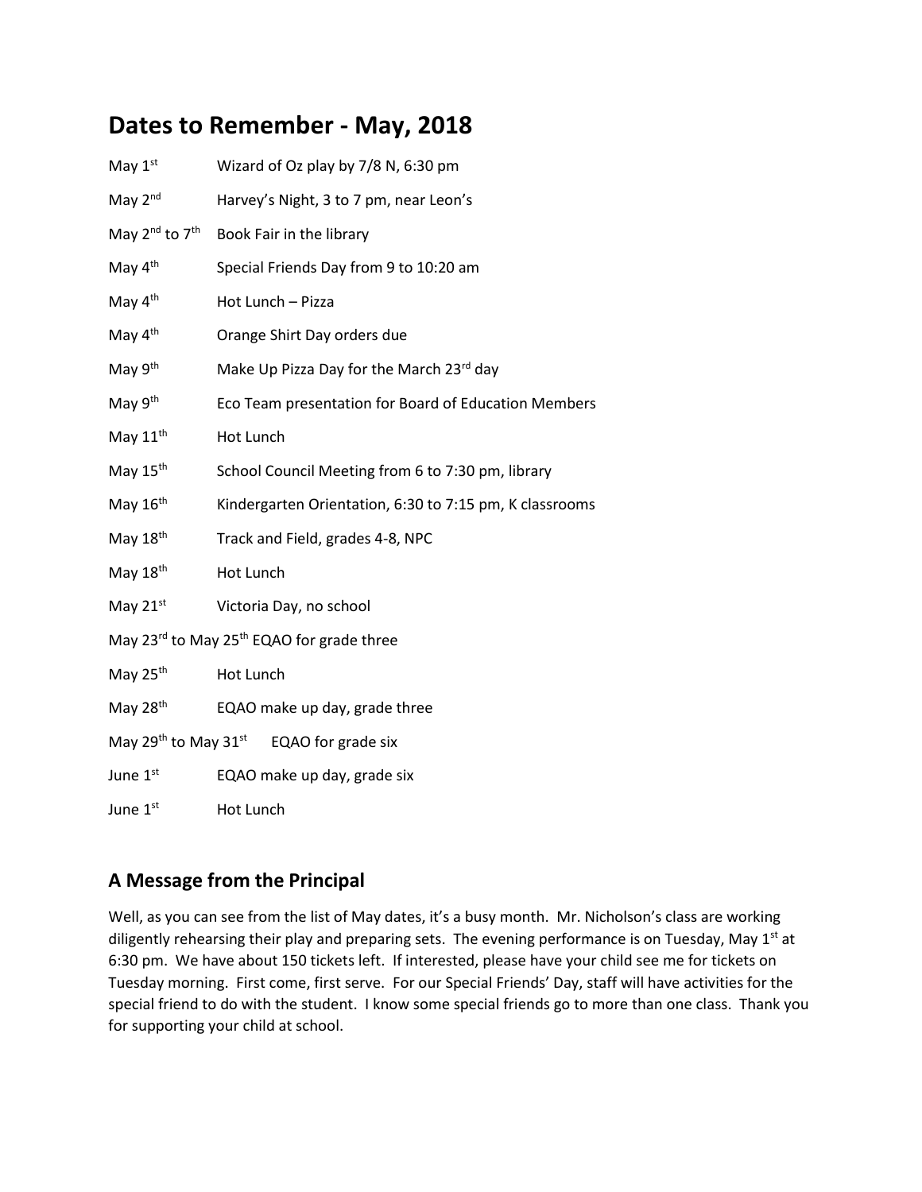# Dates to Remember - May, 2018

| | |
|---|---|
| May 1st | Wizard of Oz play by 7/8 N, 6:30 pm |
| May 2nd | Harvey's Night, 3 to 7 pm, near Leon's |
| May 2nd to 7th | Book Fair in the library |
| May 4th | Special Friends Day from 9 to 10:20 am |
| May 4th | Hot Lunch – Pizza |
| May 4th | Orange Shirt Day orders due |
| May 9th | Make Up Pizza Day for the March 23rd day |
| May 9th | Eco Team presentation for Board of Education Members |
| May 11th | Hot Lunch |
| May 15th | School Council Meeting from 6 to 7:30 pm, library |
| May 16th | Kindergarten Orientation, 6:30 to 7:15 pm, K classrooms |
| May 18th | Track and Field, grades 4-8, NPC |
| May 18th | Hot Lunch |
| May 21st | Victoria Day, no school |
| May 23rd to May 25th | EQAO for grade three |
| May 25th | Hot Lunch |
| May 28th | EQAO make up day, grade three |
| May 29th to May 31st | EQAO for grade six |
| June 1st | EQAO make up day, grade six |
| June 1st | Hot Lunch |

## A Message from the Principal

Well, as you can see from the list of May dates, it's a busy month. Mr. Nicholson's class are working diligently rehearsing their play and preparing sets. The evening performance is on Tuesday, May 1st at 6:30 pm. We have about 150 tickets left. If interested, please have your child see me for tickets on Tuesday morning. First come, first serve. For our Special Friends' Day, staff will have activities for the special friend to do with the student. I know some special friends go to more than one class. Thank you for supporting your child at school.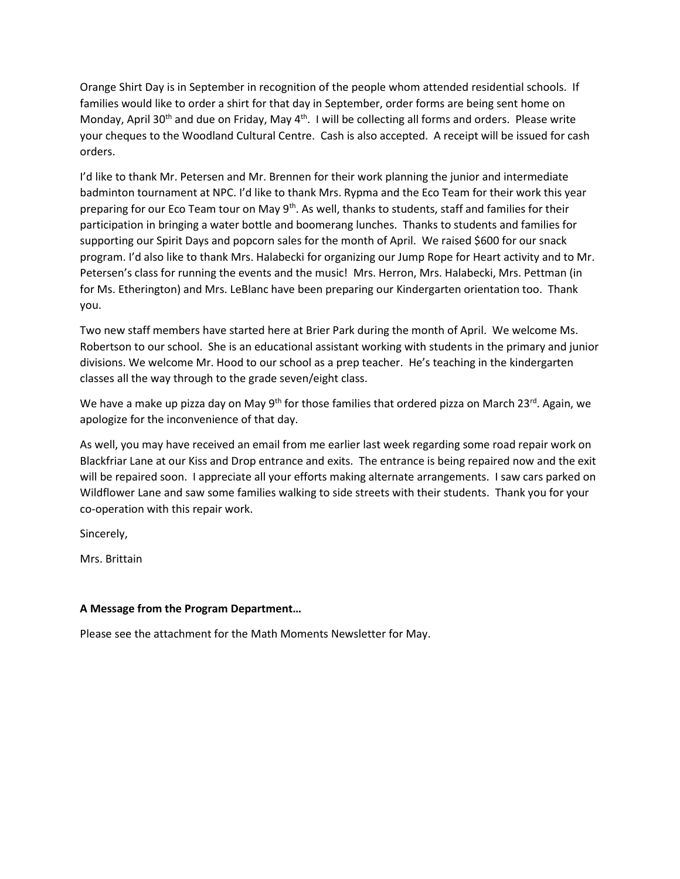Orange Shirt Day is in September in recognition of the people whom attended residential schools. If families would like to order a shirt for that day in September, order forms are being sent home on Monday, April 30th and due on Friday, May 4th. I will be collecting all forms and orders. Please write your cheques to the Woodland Cultural Centre. Cash is also accepted. A receipt will be issued for cash orders.

I'd like to thank Mr. Petersen and Mr. Brennen for their work planning the junior and intermediate badminton tournament at NPC. I'd like to thank Mrs. Rypma and the Eco Team for their work this year preparing for our Eco Team tour on May 9th. As well, thanks to students, staff and families for their participation in bringing a water bottle and boomerang lunches. Thanks to students and families for supporting our Spirit Days and popcorn sales for the month of April. We raised $600 for our snack program. I'd also like to thank Mrs. Halabecki for organizing our Jump Rope for Heart activity and to Mr. Petersen's class for running the events and the music! Mrs. Herron, Mrs. Halabecki, Mrs. Pettman (in for Ms. Etherington) and Mrs. LeBlanc have been preparing our Kindergarten orientation too. Thank you.

Two new staff members have started here at Brier Park during the month of April. We welcome Ms. Robertson to our school. She is an educational assistant working with students in the primary and junior divisions. We welcome Mr. Hood to our school as a prep teacher. He's teaching in the kindergarten classes all the way through to the grade seven/eight class.

We have a make up pizza day on May 9th for those families that ordered pizza on March 23rd. Again, we apologize for the inconvenience of that day.

As well, you may have received an email from me earlier last week regarding some road repair work on Blackfriar Lane at our Kiss and Drop entrance and exits. The entrance is being repaired now and the exit will be repaired soon. I appreciate all your efforts making alternate arrangements. I saw cars parked on Wildflower Lane and saw some families walking to side streets with their students. Thank you for your co-operation with this repair work.

Sincerely,

Mrs. Brittain

**A Message from the Program Department…**

Please see the attachment for the Math Moments Newsletter for May.